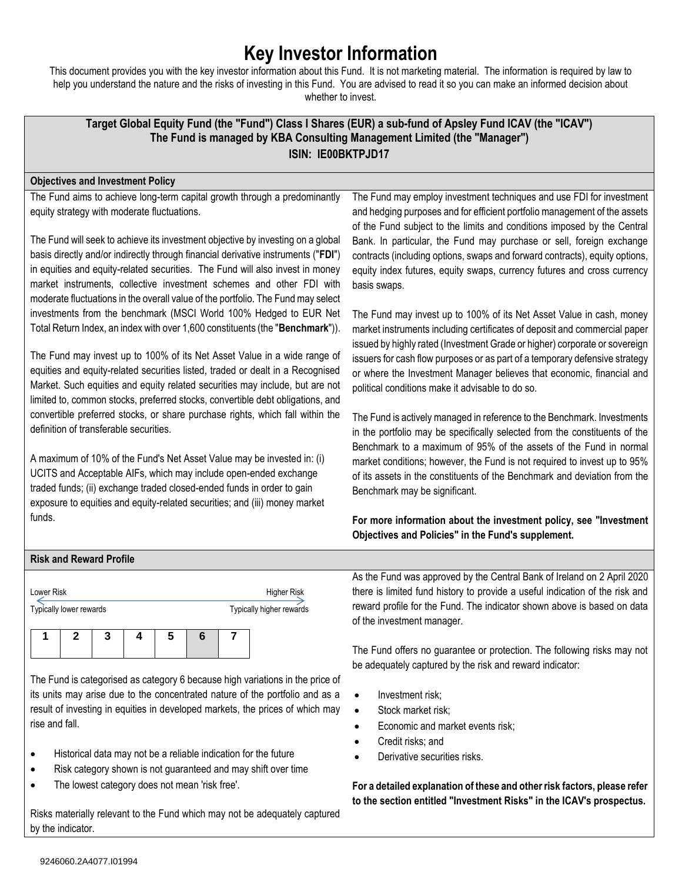# Key Investor Information

This document provides you with the key investor information about this Fund. It is not marketing material. The information is required by law to help you understand the nature and the risks of investing in this Fund. You are advised to read it so you can make an informed decision about whether to invest.

**Target Global Equity Fund (the "Fund") Class I Shares (EUR) a sub-fund of Apsley Fund ICAV (the "ICAV")**
**The Fund is managed by KBA Consulting Management Limited (the "Manager")**
**ISIN: IE00BKTPJD17**

## Objectives and Investment Policy

The Fund aims to achieve long-term capital growth through a predominantly equity strategy with moderate fluctuations.

The Fund will seek to achieve its investment objective by investing on a global basis directly and/or indirectly through financial derivative instruments ("**FDI**") in equities and equity-related securities. The Fund will also invest in money market instruments, collective investment schemes and other FDI with moderate fluctuations in the overall value of the portfolio. The Fund may select investments from the benchmark (MSCI World 100% Hedged to EUR Net Total Return Index, an index with over 1,600 constituents (the "**Benchmark**")).

The Fund may invest up to 100% of its Net Asset Value in a wide range of equities and equity-related securities listed, traded or dealt in a Recognised Market. Such equities and equity related securities may include, but are not limited to, common stocks, preferred stocks, convertible debt obligations, and convertible preferred stocks, or share purchase rights, which fall within the definition of transferable securities.

A maximum of 10% of the Fund's Net Asset Value may be invested in: (i) UCITS and Acceptable AIFs, which may include open-ended exchange traded funds; (ii) exchange traded closed-ended funds in order to gain exposure to equities and equity-related securities; and (iii) money market funds.

The Fund may employ investment techniques and use FDI for investment and hedging purposes and for efficient portfolio management of the assets of the Fund subject to the limits and conditions imposed by the Central Bank. In particular, the Fund may purchase or sell, foreign exchange contracts (including options, swaps and forward contracts), equity options, equity index futures, equity swaps, currency futures and cross currency basis swaps.

The Fund may invest up to 100% of its Net Asset Value in cash, money market instruments including certificates of deposit and commercial paper issued by highly rated (Investment Grade or higher) corporate or sovereign issuers for cash flow purposes or as part of a temporary defensive strategy or where the Investment Manager believes that economic, financial and political conditions make it advisable to do so.

The Fund is actively managed in reference to the Benchmark. Investments in the portfolio may be specifically selected from the constituents of the Benchmark to a maximum of 95% of the assets of the Fund in normal market conditions; however, the Fund is not required to invest up to 95% of its assets in the constituents of the Benchmark and deviation from the Benchmark may be significant.

**For more information about the investment policy, see "Investment Objectives and Policies" in the Fund's supplement.**

## Risk and Reward Profile

Lower Risk — Higher Risk

Typically lower rewards — Typically higher rewards

| 1 | 2 | 3 | 4 | 5 | 6 | 7 |
|---|---|---|---|---|---|---|

The Fund is categorised as category 6 because high variations in the price of its units may arise due to the concentrated nature of the portfolio and as a result of investing in equities in developed markets, the prices of which may rise and fall.

- Historical data may not be a reliable indication for the future
- Risk category shown is not guaranteed and may shift over time
- The lowest category does not mean 'risk free'.

Risks materially relevant to the Fund which may not be adequately captured by the indicator.

As the Fund was approved by the Central Bank of Ireland on 2 April 2020 there is limited fund history to provide a useful indication of the risk and reward profile for the Fund. The indicator shown above is based on data of the investment manager.

The Fund offers no guarantee or protection. The following risks may not be adequately captured by the risk and reward indicator:

- Investment risk;
- Stock market risk;
- Economic and market events risk;
- Credit risks; and
- Derivative securities risks.

**For a detailed explanation of these and other risk factors, please refer to the section entitled "Investment Risks" in the ICAV's prospectus.**

9246060.2A4077.I01994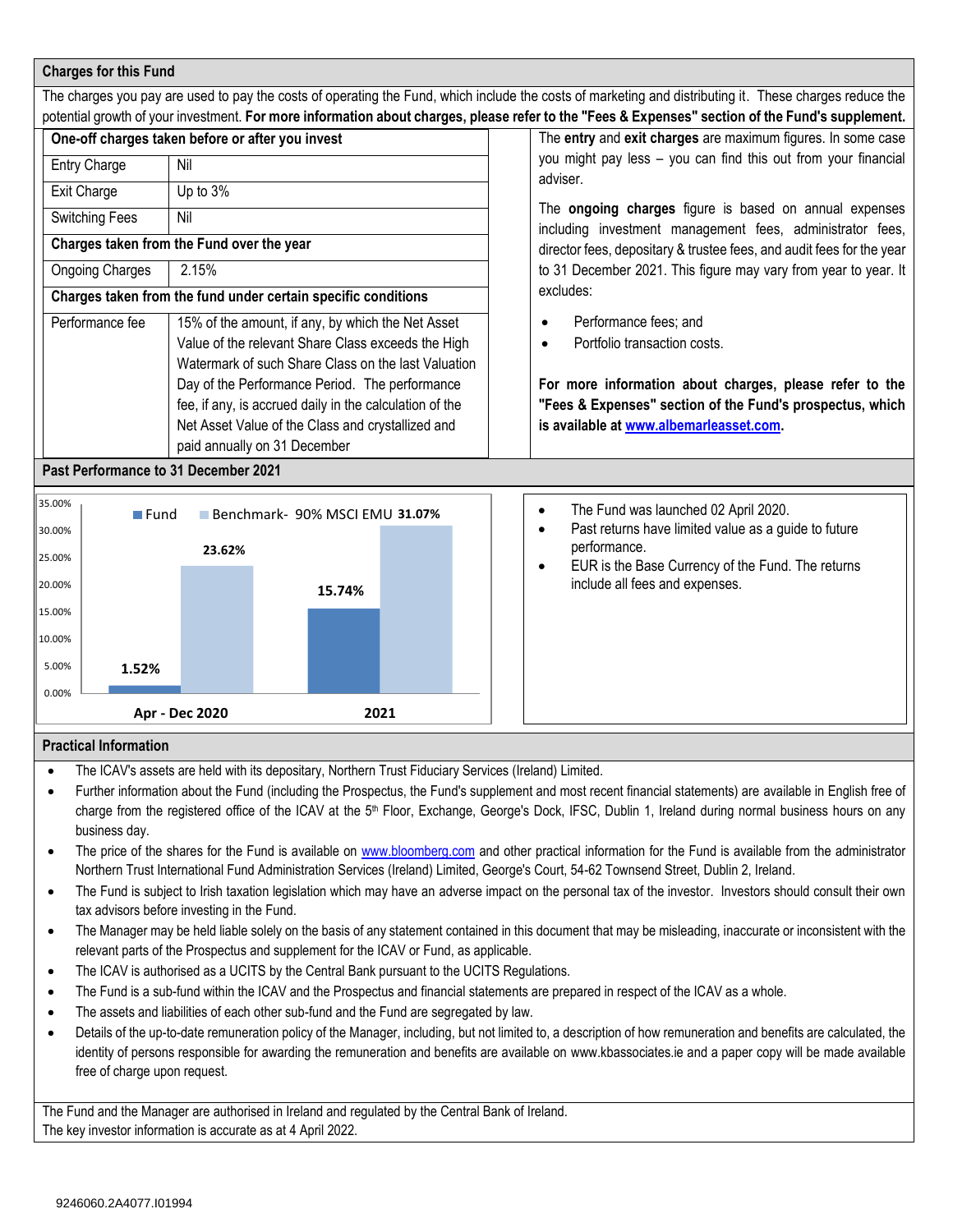## Charges for this Fund

The charges you pay are used to pay the costs of operating the Fund, which include the costs of marketing and distributing it. These charges reduce the potential growth of your investment. **For more information about charges, please refer to the "Fees & Expenses" section of the Fund's supplement.**

| | |
|---|---|
| **One-off charges taken before or after you invest** | |
| Entry Charge | Nil |
| Exit Charge | Up to 3% |
| Switching Fees | Nil |
| **Charges taken from the Fund over the year** | |
| Ongoing Charges | 2.15% |
| **Charges taken from the fund under certain specific conditions** | |
| Performance fee | 15% of the amount, if any, by which the Net Asset Value of the relevant Share Class exceeds the High Watermark of such Share Class on the last Valuation Day of the Performance Period. The performance fee, if any, is accrued daily in the calculation of the Net Asset Value of the Class and crystallized and paid annually on 31 December |

The **entry** and **exit charges** are maximum figures. In some case you might pay less – you can find this out from your financial adviser.

The **ongoing charges** figure is based on annual expenses including investment management fees, administrator fees, director fees, depositary & trustee fees, and audit fees for the year to 31 December 2021. This figure may vary from year to year. It excludes:

- Performance fees; and
- Portfolio transaction costs.

**For more information about charges, please refer to the "Fees & Expenses" section of the Fund's prospectus, which is available at www.albemarleasset.com.**

## Past Performance to 31 December 2021

35.00%
30.00%
25.00%
20.00%
15.00%
10.00%
5.00%
0.00%

Fund
Benchmark- 90% MSCI EMU

1.52%
23.62%
15.74%
31.07%

Apr - Dec 2020
2021

- The Fund was launched 02 April 2020.
- Past returns have limited value as a guide to future performance.
- EUR is the Base Currency of the Fund. The returns include all fees and expenses.

## Practical Information

- The ICAV's assets are held with its depositary, Northern Trust Fiduciary Services (Ireland) Limited.
- Further information about the Fund (including the Prospectus, the Fund's supplement and most recent financial statements) are available in English free of charge from the registered office of the ICAV at the 5th Floor, Exchange, George's Dock, IFSC, Dublin 1, Ireland during normal business hours on any business day.
- The price of the shares for the Fund is available on www.bloomberg.com and other practical information for the Fund is available from the administrator Northern Trust International Fund Administration Services (Ireland) Limited, George's Court, 54-62 Townsend Street, Dublin 2, Ireland.
- The Fund is subject to Irish taxation legislation which may have an adverse impact on the personal tax of the investor. Investors should consult their own tax advisors before investing in the Fund.
- The Manager may be held liable solely on the basis of any statement contained in this document that may be misleading, inaccurate or inconsistent with the relevant parts of the Prospectus and supplement for the ICAV or Fund, as applicable.
- The ICAV is authorised as a UCITS by the Central Bank pursuant to the UCITS Regulations.
- The Fund is a sub-fund within the ICAV and the Prospectus and financial statements are prepared in respect of the ICAV as a whole.
- The assets and liabilities of each other sub-fund and the Fund are segregated by law.
- Details of the up-to-date remuneration policy of the Manager, including, but not limited to, a description of how remuneration and benefits are calculated, the identity of persons responsible for awarding the remuneration and benefits are available on www.kbassociates.ie and a paper copy will be made available free of charge upon request.

The Fund and the Manager are authorised in Ireland and regulated by the Central Bank of Ireland.
The key investor information is accurate as at 4 April 2022.

9246060.2A4077.I01994